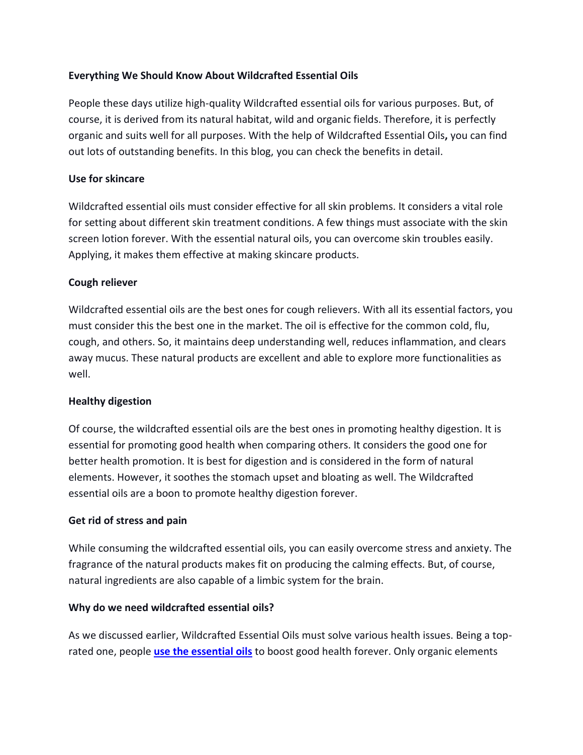# Everything We Should Know About Wildcrafted Essential Oils

People these days utilize high-quality Wildcrafted essential oils for various purposes. But, of course, it is derived from its natural habitat, wild and organic fields. Therefore, it is perfectly organic and suits well for all purposes. With the help of Wildcrafted Essential Oils**,** you can find out lots of outstanding benefits. In this blog, you can check the benefits in detail.

## Use for skincare

Wildcrafted essential oils must consider effective for all skin problems. It considers a vital role for setting about different skin treatment conditions. A few things must associate with the skin screen lotion forever. With the essential natural oils, you can overcome skin troubles easily. Applying, it makes them effective at making skincare products.

## Cough reliever

Wildcrafted essential oils are the best ones for cough relievers. With all its essential factors, you must consider this the best one in the market. The oil is effective for the common cold, flu, cough, and others. So, it maintains deep understanding well, reduces inflammation, and clears away mucus. These natural products are excellent and able to explore more functionalities as well.

## Healthy digestion

Of course, the wildcrafted essential oils are the best ones in promoting healthy digestion. It is essential for promoting good health when comparing others. It considers the good one for better health promotion. It is best for digestion and is considered in the form of natural elements. However, it soothes the stomach upset and bloating as well. The Wildcrafted essential oils are a boon to promote healthy digestion forever.

## Get rid of stress and pain

While consuming the wildcrafted essential oils, you can easily overcome stress and anxiety. The fragrance of the natural products makes fit on producing the calming effects. But, of course, natural ingredients are also capable of a limbic system for the brain.

## Why do we need wildcrafted essential oils?

As we discussed earlier, Wildcrafted Essential Oils must solve various health issues. Being a top-rated one, people **use the essential oils** to boost good health forever. Only organic elements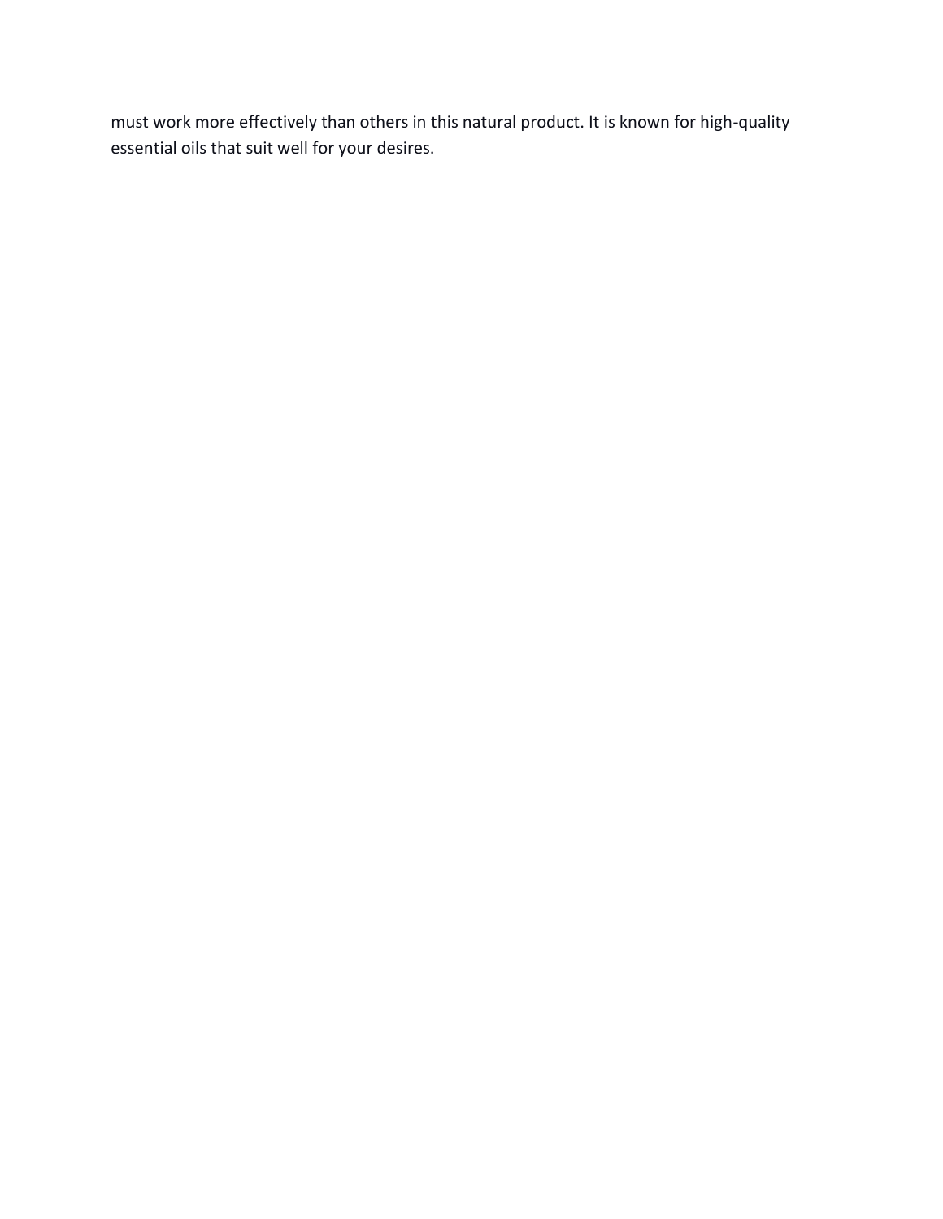must work more effectively than others in this natural product. It is known for high-quality essential oils that suit well for your desires.